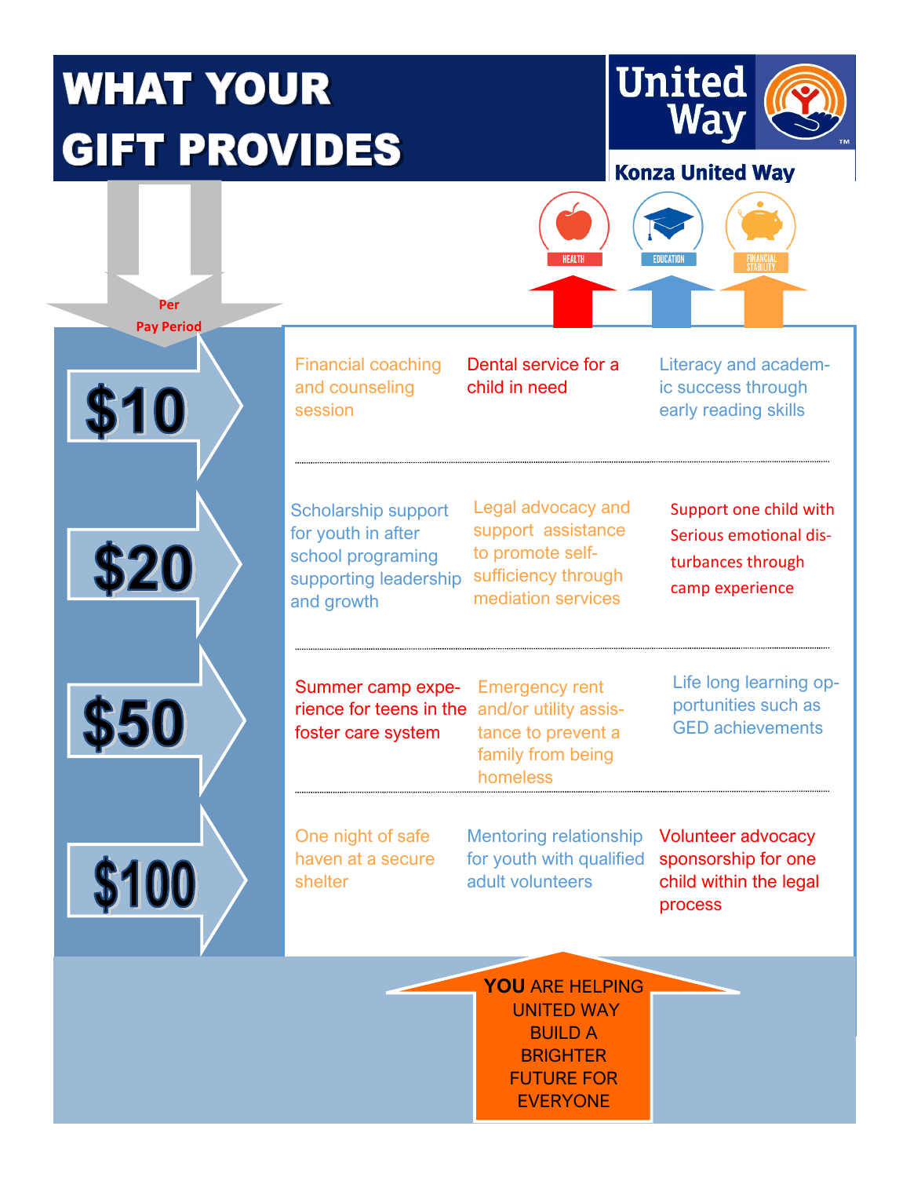# WHAT YOUR GIFT PROVIDES

**United Way**

**Konza United Way**

Per Pay Period

| Amount | | | |
|---|---|---|---|
| **$10** | Financial coaching and counseling session | Dental service for a child in need | Literacy and academic success through early reading skills |
| **$20** | Scholarship support for youth in after school programing supporting leadership and growth | Legal advocacy and support assistance to promote self-sufficiency through mediation services | Support one child with Serious emotional disturbances through camp experience |
| **$50** | Summer camp experience for teens in the foster care system | Emergency rent and/or utility assistance to prevent a family from being homeless | Life long learning opportunities such as GED achievements |
| **$100** | One night of safe haven at a secure shelter | Mentoring relationship for youth with qualified adult volunteers | Volunteer advocacy sponsorship for one child within the legal process |

HEALTH | EDUCATION | FINANCIAL STABILITY

**YOU** ARE HELPING UNITED WAY BUILD A BRIGHTER FUTURE FOR EVERYONE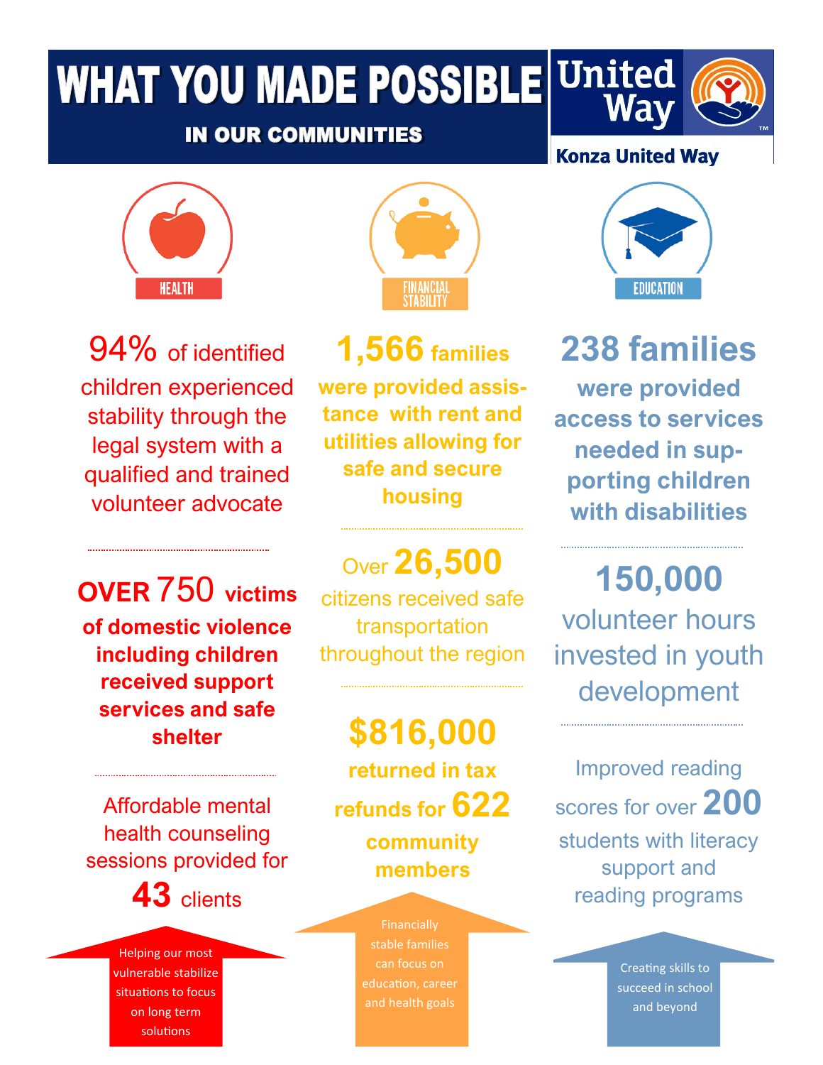# WHAT YOU MADE POSSIBLE

## IN OUR COMMUNITIES

United Way

Konza United Way

## HEALTH

94% of identified children experienced stability through the legal system with a qualified and trained volunteer advocate

**OVER 750 victims of domestic violence including children received support services and safe shelter**

Affordable mental health counseling sessions provided for **43** clients

Helping our most vulnerable stabilize situations to focus on long term solutions

## FINANCIAL STABILITY

**1,566 families were provided assistance with rent and utilities allowing for safe and secure housing**

Over **26,500** citizens received safe transportation throughout the region

**$816,000 returned in tax refunds for 622 community members**

Financially stable families can focus on education, career and health goals

## EDUCATION

**238 families were provided access to services needed in supporting children with disabilities**

**150,000** volunteer hours invested in youth development

Improved reading scores for over **200** students with literacy support and reading programs

Creating skills to succeed in school and beyond